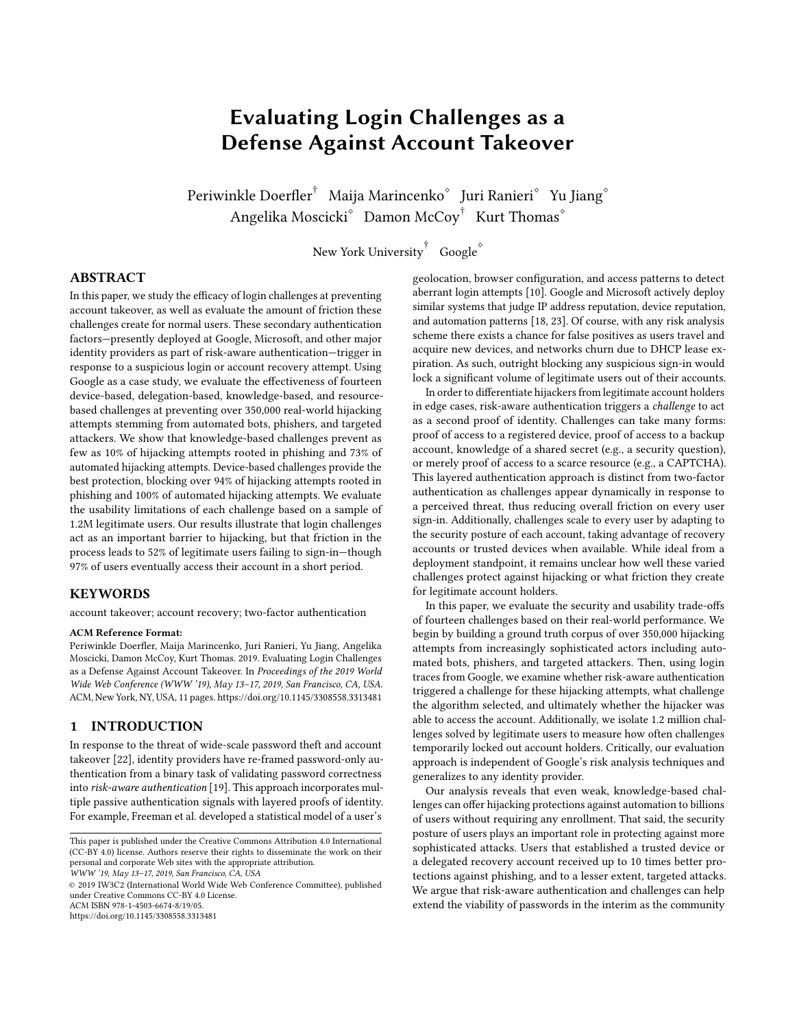# Evaluating Login Challenges as a Defense Against Account Takeover

Periwinkle Doerfler[†] Maija Marincenko[◇] Juri Ranieri[◇] Yu Jiang[◇]
Angelika Moscicki[◇] Damon McCoy[†] Kurt Thomas[◇]

New York University[†] Google[◇]

## ABSTRACT

In this paper, we study the efficacy of login challenges at preventing account takeover, as well as evaluate the amount of friction these challenges create for normal users. These secondary authentication factors—presently deployed at Google, Microsoft, and other major identity providers as part of risk-aware authentication—trigger in response to a suspicious login or account recovery attempt. Using Google as a case study, we evaluate the effectiveness of fourteen device-based, delegation-based, knowledge-based, and resource-based challenges at preventing over 350,000 real-world hijacking attempts stemming from automated bots, phishers, and targeted attackers. We show that knowledge-based challenges prevent as few as 10% of hijacking attempts rooted in phishing and 73% of automated hijacking attempts. Device-based challenges provide the best protection, blocking over 94% of hijacking attempts rooted in phishing and 100% of automated hijacking attempts. We evaluate the usability limitations of each challenge based on a sample of 1.2M legitimate users. Our results illustrate that login challenges act as an important barrier to hijacking, but that friction in the process leads to 52% of legitimate users failing to sign-in—though 97% of users eventually access their account in a short period.

## KEYWORDS

account takeover; account recovery; two-factor authentication

**ACM Reference Format:**
Periwinkle Doerfler, Maija Marincenko, Juri Ranieri, Yu Jiang, Angelika Moscicki, Damon McCoy, Kurt Thomas. 2019. Evaluating Login Challenges as a Defense Against Account Takeover. In *Proceedings of the 2019 World Wide Web Conference (WWW '19), May 13–17, 2019, San Francisco, CA, USA.* ACM, New York, NY, USA, 11 pages. https://doi.org/10.1145/3308558.3313481

## 1 INTRODUCTION

In response to the threat of wide-scale password theft and account takeover [22], identity providers have re-framed password-only authentication from a binary task of validating password correctness into *risk-aware authentication* [19]. This approach incorporates multiple passive authentication signals with layered proofs of identity. For example, Freeman et al. developed a statistical model of a user's geolocation, browser configuration, and access patterns to detect aberrant login attempts [10]. Google and Microsoft actively deploy similar systems that judge IP address reputation, device reputation, and automation patterns [18, 23]. Of course, with any risk analysis scheme there exists a chance for false positives as users travel and acquire new devices, and networks churn due to DHCP lease expiration. As such, outright blocking any suspicious sign-in would lock a significant volume of legitimate users out of their accounts.

In order to differentiate hijackers from legitimate account holders in edge cases, risk-aware authentication triggers a *challenge* to act as a second proof of identity. Challenges can take many forms: proof of access to a registered device, proof of access to a backup account, knowledge of a shared secret (e.g., a security question), or merely proof of access to a scarce resource (e.g., a CAPTCHA). This layered authentication approach is distinct from two-factor authentication as challenges appear dynamically in response to a perceived threat, thus reducing overall friction on every user sign-in. Additionally, challenges scale to every user by adapting to the security posture of each account, taking advantage of recovery accounts or trusted devices when available. While ideal from a deployment standpoint, it remains unclear how well these varied challenges protect against hijacking or what friction they create for legitimate account holders.

In this paper, we evaluate the security and usability trade-offs of fourteen challenges based on their real-world performance. We begin by building a ground truth corpus of over 350,000 hijacking attempts from increasingly sophisticated actors including automated bots, phishers, and targeted attackers. Then, using login traces from Google, we examine whether risk-aware authentication triggered a challenge for these hijacking attempts, what challenge the algorithm selected, and ultimately whether the hijacker was able to access the account. Additionally, we isolate 1.2 million challenges solved by legitimate users to measure how often challenges temporarily locked out account holders. Critically, our evaluation approach is independent of Google's risk analysis techniques and generalizes to any identity provider.

Our analysis reveals that even weak, knowledge-based challenges can offer hijacking protections against automation to billions of users without requiring any enrollment. That said, the security posture of users plays an important role in protecting against more sophisticated attacks. Users that established a trusted device or a delegated recovery account received up to 10 times better protections against phishing, and to a lesser extent, targeted attacks. We argue that risk-aware authentication and challenges can help extend the viability of passwords in the interim as the community

---

This paper is published under the Creative Commons Attribution 4.0 International (CC-BY 4.0) license. Authors reserve their rights to disseminate the work on their personal and corporate Web sites with the appropriate attribution.
*WWW '19, May 13–17, 2019, San Francisco, CA, USA*
© 2019 IW3C2 (International World Wide Web Conference Committee), published under Creative Commons CC-BY 4.0 License.
ACM ISBN 978-1-4503-6674-8/19/05.
https://doi.org/10.1145/3308558.3313481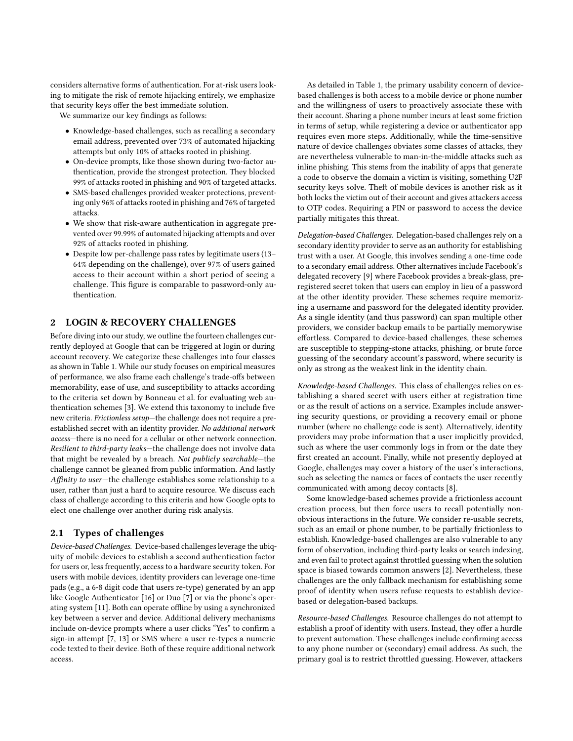considers alternative forms of authentication. For at-risk users looking to mitigate the risk of remote hijacking entirely, we emphasize that security keys offer the best immediate solution.

We summarize our key findings as follows:

- Knowledge-based challenges, such as recalling a secondary email address, prevented over 73% of automated hijacking attempts but only 10% of attacks rooted in phishing.
- On-device prompts, like those shown during two-factor authentication, provide the strongest protection. They blocked 99% of attacks rooted in phishing and 90% of targeted attacks.
- SMS-based challenges provided weaker protections, preventing only 96% of attacks rooted in phishing and 76% of targeted attacks.
- We show that risk-aware authentication in aggregate prevented over 99.99% of automated hijacking attempts and over 92% of attacks rooted in phishing.
- Despite low per-challenge pass rates by legitimate users (13–64% depending on the challenge), over 97% of users gained access to their account within a short period of seeing a challenge. This figure is comparable to password-only authentication.

## 2 LOGIN & RECOVERY CHALLENGES

Before diving into our study, we outline the fourteen challenges currently deployed at Google that can be triggered at login or during account recovery. We categorize these challenges into four classes as shown in Table 1. While our study focuses on empirical measures of performance, we also frame each challenge's trade-offs between memorability, ease of use, and susceptibility to attacks according to the criteria set down by Bonneau et al. for evaluating web authentication schemes [3]. We extend this taxonomy to include five new criteria. *Frictionless setup*—the challenge does not require a pre-established secret with an identity provider. *No additional network access*—there is no need for a cellular or other network connection. *Resilient to third-party leaks*—the challenge does not involve data that might be revealed by a breach. *Not publicly searchable*—the challenge cannot be gleaned from public information. And lastly *Affinity to user*—the challenge establishes some relationship to a user, rather than just a hard to acquire resource. We discuss each class of challenge according to this criteria and how Google opts to elect one challenge over another during risk analysis.

### 2.1 Types of challenges

*Device-based Challenges.* Device-based challenges leverage the ubiquity of mobile devices to establish a second authentication factor for users or, less frequently, access to a hardware security token. For users with mobile devices, identity providers can leverage one-time pads (e.g., a 6-8 digit code that users re-type) generated by an app like Google Authenticator [16] or Duo [7] or via the phone's operating system [11]. Both can operate offline by using a synchronized key between a server and device. Additional delivery mechanisms include on-device prompts where a user clicks "Yes" to confirm a sign-in attempt [7, 13] or SMS where a user re-types a numeric code texted to their device. Both of these require additional network access.

As detailed in Table 1, the primary usability concern of device-based challenges is both access to a mobile device or phone number and the willingness of users to proactively associate these with their account. Sharing a phone number incurs at least some friction in terms of setup, while registering a device or authenticator app requires even more steps. Additionally, while the time-sensitive nature of device challenges obviates some classes of attacks, they are nevertheless vulnerable to man-in-the-middle attacks such as inline phishing. This stems from the inability of apps that generate a code to observe the domain a victim is visiting, something U2F security keys solve. Theft of mobile devices is another risk as it both locks the victim out of their account and gives attackers access to OTP codes. Requiring a PIN or password to access the device partially mitigates this threat.

*Delegation-based Challenges.* Delegation-based challenges rely on a secondary identity provider to serve as an authority for establishing trust with a user. At Google, this involves sending a one-time code to a secondary email address. Other alternatives include Facebook's delegated recovery [9] where Facebook provides a break-glass, pre-registered secret token that users can employ in lieu of a password at the other identity provider. These schemes require memorizing a username and password for the delegated identity provider. As a single identity (and thus password) can span multiple other providers, we consider backup emails to be partially memorywise effortless. Compared to device-based challenges, these schemes are susceptible to stepping-stone attacks, phishing, or brute force guessing of the secondary account's password, where security is only as strong as the weakest link in the identity chain.

*Knowledge-based Challenges.* This class of challenges relies on establishing a shared secret with users either at registration time or as the result of actions on a service. Examples include answering security questions, or providing a recovery email or phone number (where no challenge code is sent). Alternatively, identity providers may probe information that a user implicitly provided, such as where the user commonly logs in from or the date they first created an account. Finally, while not presently deployed at Google, challenges may cover a history of the user's interactions, such as selecting the names or faces of contacts the user recently communicated with among decoy contacts [8].

Some knowledge-based schemes provide a frictionless account creation process, but then force users to recall potentially non-obvious interactions in the future. We consider re-usable secrets, such as an email or phone number, to be partially frictionless to establish. Knowledge-based challenges are also vulnerable to any form of observation, including third-party leaks or search indexing, and even fail to protect against throttled guessing when the solution space is biased towards common answers [2]. Nevertheless, these challenges are the only fallback mechanism for establishing some proof of identity when users refuse requests to establish device-based or delegation-based backups.

*Resource-based Challenges.* Resource challenges do not attempt to establish a proof of identity with users. Instead, they offer a hurdle to prevent automation. These challenges include confirming access to any phone number or (secondary) email address. As such, the primary goal is to restrict throttled guessing. However, attackers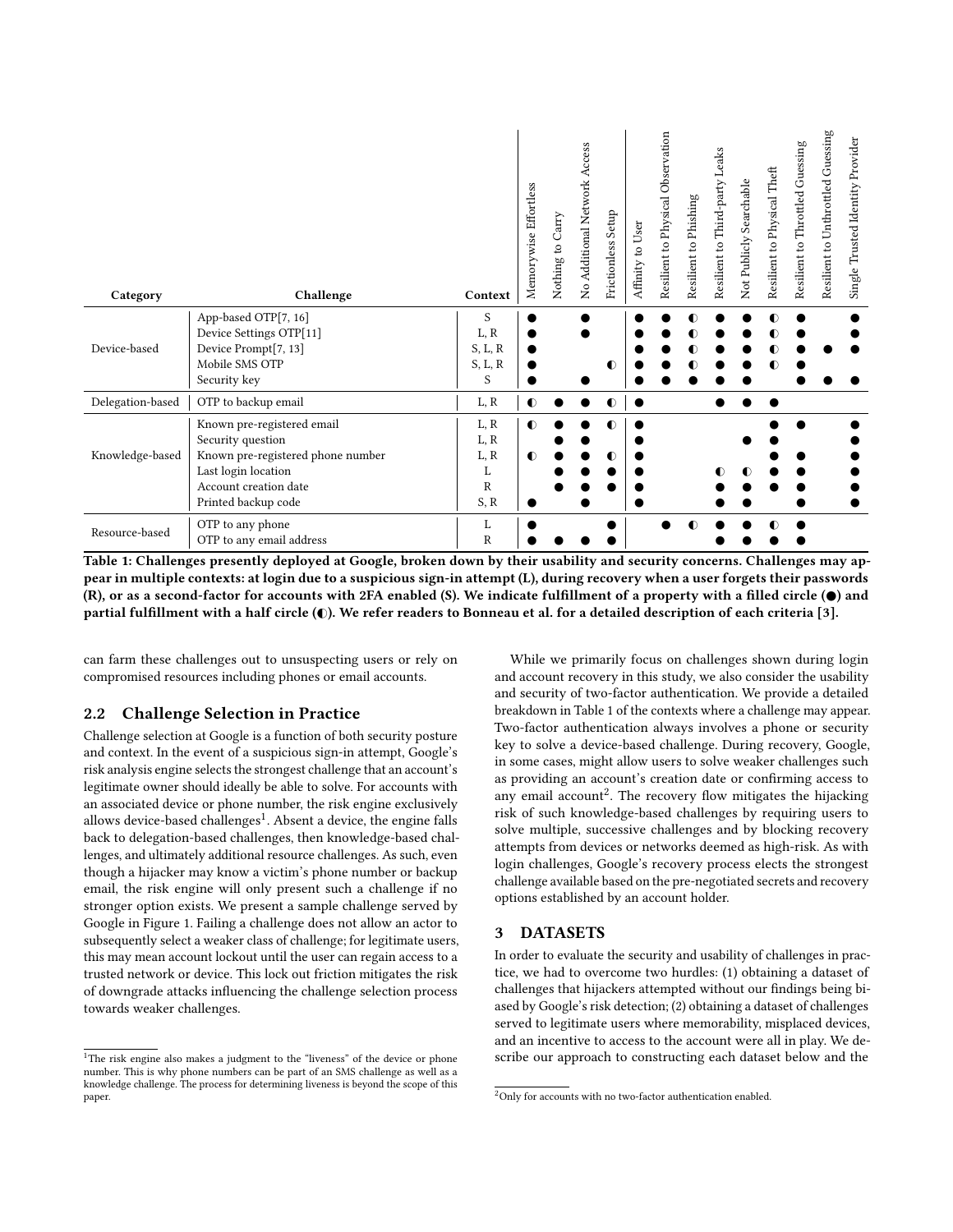| Category | Challenge | Context | Memorywise Effortless | Nothing to Carry | No Additional Network Access | Frictionless Setup | Affinity to User | Resilient to Physical Observation | Resilient to Phishing | Resilient to Third-party Leaks | Not Publicly Searchable | Resilient to Physical Theft | Resilient to Throttled Guessing | Resilient to Unthrottled Guessing | Single Trusted Identity Provider |
|---|---|---|---|---|---|---|---|---|---|---|---|---|---|---|---|
| Device-based | App-based OTP[7, 16] | S | ● | | ● | | ● | ● | ◐ | ● | ● | ◐ | ● | | ● |
| | Device Settings OTP[11] | L, R | ● | | ● | | ● | ● | ◐ | ● | ● | ◐ | ● | | ● |
| | Device Prompt[7, 13] | S, L, R | ● | | | | ● | ● | ◐ | ● | ● | ◐ | ● | ● | ● |
| | Mobile SMS OTP | S, L, R | ● | | | ◐ | ● | ● | ◐ | ● | ● | ◐ | ● | | |
| | Security key | S | ● | | ● | | ● | ● | ● | ● | ● | | ● | ● | ● |
| Delegation-based | OTP to backup email | L, R | ◐ | ● | ● | ◐ | ● | | | ● | ● | ● | | | |
| Knowledge-based | Known pre-registered email | L, R | ◐ | ● | ● | ◐ | ● | | | | | ● | ● | | ● |
| | Security question | L, R | | ● | ● | | ● | | | | ● | ● | | | ● |
| | Known pre-registered phone number | L, R | ◐ | ● | ● | ◐ | ● | | | | | ● | ● | | ● |
| | Last login location | L | | ● | ● | ● | ● | | | ◐ | ◐ | ● | ● | | ● |
| | Account creation date | R | | ● | ● | ● | ● | | | ● | ● | ● | ● | | ● |
| | Printed backup code | S, R | ● | | ● | | ● | | | ● | ● | | ● | | ● |
| Resource-based | OTP to any phone | L | ● | | | ● | | ● | ◐ | ● | ● | ◐ | ● | | |
| | OTP to any email address | R | ● | ● | ● | ● | | | | ● | ● | ● | ● | | |

**Table 1: Challenges presently deployed at Google, broken down by their usability and security concerns. Challenges may appear in multiple contexts: at login due to a suspicious sign-in attempt (L), during recovery when a user forgets their passwords (R), or as a second-factor for accounts with 2FA enabled (S). We indicate fulfillment of a property with a filled circle (●) and partial fulfillment with a half circle (◐). We refer readers to Bonneau et al. for a detailed description of each criteria [3].**

can farm these challenges out to unsuspecting users or rely on compromised resources including phones or email accounts.

## 2.2 Challenge Selection in Practice

Challenge selection at Google is a function of both security posture and context. In the event of a suspicious sign-in attempt, Google's risk analysis engine selects the strongest challenge that an account's legitimate owner should ideally be able to solve. For accounts with an associated device or phone number, the risk engine exclusively allows device-based challenges[1]. Absent a device, the engine falls back to delegation-based challenges, then knowledge-based challenges, and ultimately additional resource challenges. As such, even though a hijacker may know a victim's phone number or backup email, the risk engine will only present such a challenge if no stronger option exists. We present a sample challenge served by Google in Figure 1. Failing a challenge does not allow an actor to subsequently select a weaker class of challenge; for legitimate users, this may mean account lockout until the user can regain access to a trusted network or device. This lock out friction mitigates the risk of downgrade attacks influencing the challenge selection process towards weaker challenges.

While we primarily focus on challenges shown during login and account recovery in this study, we also consider the usability and security of two-factor authentication. We provide a detailed breakdown in Table 1 of the contexts where a challenge may appear. Two-factor authentication always involves a phone or security key to solve a device-based challenge. During recovery, Google, in some cases, might allow users to solve weaker challenges such as providing an account's creation date or confirming access to any email account[2]. The recovery flow mitigates the hijacking risk of such knowledge-based challenges by requiring users to solve multiple, successive challenges and by blocking recovery attempts from devices or networks deemed as high-risk. As with login challenges, Google's recovery process elects the strongest challenge available based on the pre-negotiated secrets and recovery options established by an account holder.

# 3 DATASETS

In order to evaluate the security and usability of challenges in practice, we had to overcome two hurdles: (1) obtaining a dataset of challenges that hijackers attempted without our findings being biased by Google's risk detection; (2) obtaining a dataset of challenges served to legitimate users where memorability, misplaced devices, and an incentive to access to the account were all in play. We describe our approach to constructing each dataset below and the

[1] The risk engine also makes a judgment to the "liveness" of the device or phone number. This is why phone numbers can be part of an SMS challenge as well as a knowledge challenge. The process for determining liveness is beyond the scope of this paper.

[2] Only for accounts with no two-factor authentication enabled.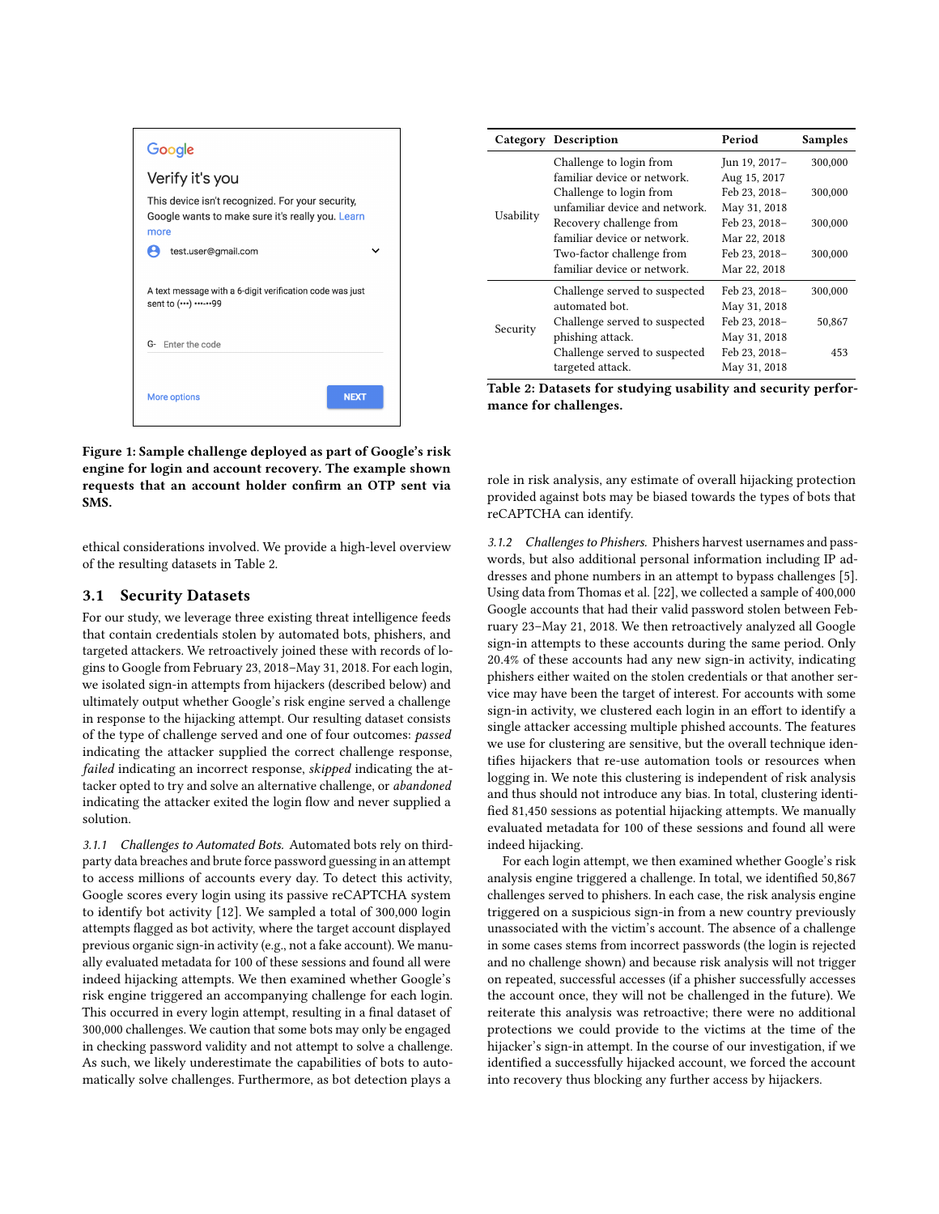Figure 1: Sample challenge deployed as part of Google's risk engine for login and account recovery. The example shown requests that an account holder confirm an OTP sent via SMS.

ethical considerations involved. We provide a high-level overview of the resulting datasets in Table 2.

| Category | Description | Period | Samples |
|---|---|---|---|
| Usability | Challenge to login from familiar device or network. | Jun 19, 2017–Aug 15, 2017 | 300,000 |
| | Challenge to login from unfamiliar device and network. | Feb 23, 2018–May 31, 2018 | 300,000 |
| | Recovery challenge from familiar device or network. | Feb 23, 2018–Mar 22, 2018 | 300,000 |
| | Two-factor challenge from familiar device or network. | Feb 23, 2018–Mar 22, 2018 | 300,000 |
| Security | Challenge served to suspected automated bot. | Feb 23, 2018–May 31, 2018 | 300,000 |
| | Challenge served to suspected phishing attack. | Feb 23, 2018–May 31, 2018 | 50,867 |
| | Challenge served to suspected targeted attack. | Feb 23, 2018–May 31, 2018 | 453 |

**Table 2: Datasets for studying usability and security performance for challenges.**

## 3.1 Security Datasets

For our study, we leverage three existing threat intelligence feeds that contain credentials stolen by automated bots, phishers, and targeted attackers. We retroactively joined these with records of logins to Google from February 23, 2018–May 31, 2018. For each login, we isolated sign-in attempts from hijackers (described below) and ultimately output whether Google's risk engine served a challenge in response to the hijacking attempt. Our resulting dataset consists of the type of challenge served and one of four outcomes: *passed* indicating the attacker supplied the correct challenge response, *failed* indicating an incorrect response, *skipped* indicating the attacker opted to try and solve an alternative challenge, or *abandoned* indicating the attacker exited the login flow and never supplied a solution.

*3.1.1 Challenges to Automated Bots.* Automated bots rely on third-party data breaches and brute force password guessing in an attempt to access millions of accounts every day. To detect this activity, Google scores every login using its passive reCAPTCHA system to identify bot activity [12]. We sampled a total of 300,000 login attempts flagged as bot activity, where the target account displayed previous organic sign-in activity (e.g., not a fake account). We manually evaluated metadata for 100 of these sessions and found all were indeed hijacking attempts. We then examined whether Google's risk engine triggered an accompanying challenge for each login. This occurred in every login attempt, resulting in a final dataset of 300,000 challenges. We caution that some bots may only be engaged in checking password validity and not attempt to solve a challenge. As such, we likely underestimate the capabilities of bots to automatically solve challenges. Furthermore, as bot detection plays a role in risk analysis, any estimate of overall hijacking protection provided against bots may be biased towards the types of bots that reCAPTCHA can identify.

*3.1.2 Challenges to Phishers.* Phishers harvest usernames and passwords, but also additional personal information including IP addresses and phone numbers in an attempt to bypass challenges [5]. Using data from Thomas et al. [22], we collected a sample of 400,000 Google accounts that had their valid password stolen between February 23–May 21, 2018. We then retroactively analyzed all Google sign-in attempts to these accounts during the same period. Only 20.4% of these accounts had any new sign-in activity, indicating phishers either waited on the stolen credentials or that another service may have been the target of interest. For accounts with some sign-in activity, we clustered each login in an effort to identify a single attacker accessing multiple phished accounts. The features we use for clustering are sensitive, but the overall technique identifies hijackers that re-use automation tools or resources when logging in. We note this clustering is independent of risk analysis and thus should not introduce any bias. In total, clustering identified 81,450 sessions as potential hijacking attempts. We manually evaluated metadata for 100 of these sessions and found all were indeed hijacking.

For each login attempt, we then examined whether Google's risk analysis engine triggered a challenge. In total, we identified 50,867 challenges served to phishers. In each case, the risk analysis engine triggered on a suspicious sign-in from a new country previously unassociated with the victim's account. The absence of a challenge in some cases stems from incorrect passwords (the login is rejected and no challenge shown) and because risk analysis will not trigger on repeated, successful accesses (if a phisher successfully accesses the account once, they will not be challenged in the future). We reiterate this analysis was retroactive; there were no additional protections we could provide to the victims at the time of the hijacker's sign-in attempt. In the course of our investigation, if we identified a successfully hijacked account, we forced the account into recovery thus blocking any further access by hijackers.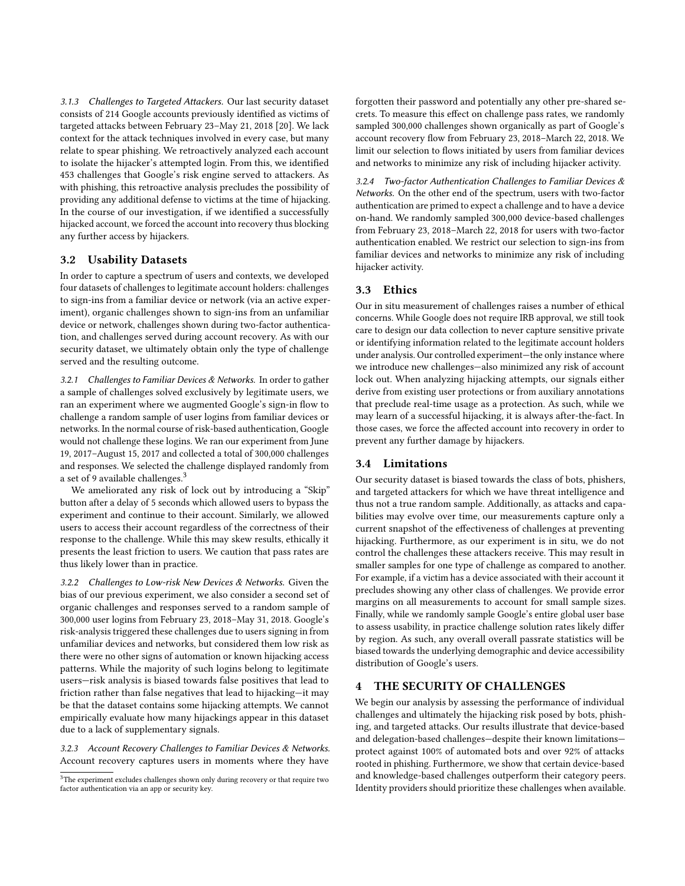*3.1.3 Challenges to Targeted Attackers.* Our last security dataset consists of 214 Google accounts previously identified as victims of targeted attacks between February 23–May 21, 2018 [20]. We lack context for the attack techniques involved in every case, but many relate to spear phishing. We retroactively analyzed each account to isolate the hijacker's attempted login. From this, we identified 453 challenges that Google's risk engine served to attackers. As with phishing, this retroactive analysis precludes the possibility of providing any additional defense to victims at the time of hijacking. In the course of our investigation, if we identified a successfully hijacked account, we forced the account into recovery thus blocking any further access by hijackers.

## 3.2 Usability Datasets

In order to capture a spectrum of users and contexts, we developed four datasets of challenges to legitimate account holders: challenges to sign-ins from a familiar device or network (via an active experiment), organic challenges shown to sign-ins from an unfamiliar device or network, challenges shown during two-factor authentication, and challenges served during account recovery. As with our security dataset, we ultimately obtain only the type of challenge served and the resulting outcome.

*3.2.1 Challenges to Familiar Devices & Networks.* In order to gather a sample of challenges solved exclusively by legitimate users, we ran an experiment where we augmented Google's sign-in flow to challenge a random sample of user logins from familiar devices or networks. In the normal course of risk-based authentication, Google would not challenge these logins. We ran our experiment from June 19, 2017–August 15, 2017 and collected a total of 300,000 challenges and responses. We selected the challenge displayed randomly from a set of 9 available challenges.[3]

We ameliorated any risk of lock out by introducing a "Skip" button after a delay of 5 seconds which allowed users to bypass the experiment and continue to their account. Similarly, we allowed users to access their account regardless of the correctness of their response to the challenge. While this may skew results, ethically it presents the least friction to users. We caution that pass rates are thus likely lower than in practice.

*3.2.2 Challenges to Low-risk New Devices & Networks.* Given the bias of our previous experiment, we also consider a second set of organic challenges and responses served to a random sample of 300,000 user logins from February 23, 2018–May 31, 2018. Google's risk-analysis triggered these challenges due to users signing in from unfamiliar devices and networks, but considered them low risk as there were no other signs of automation or known hijacking access patterns. While the majority of such logins belong to legitimate users—risk analysis is biased towards false positives that lead to friction rather than false negatives that lead to hijacking—it may be that the dataset contains some hijacking attempts. We cannot empirically evaluate how many hijackings appear in this dataset due to a lack of supplementary signals.

*3.2.3 Account Recovery Challenges to Familiar Devices & Networks.* Account recovery captures users in moments where they have forgotten their password and potentially any other pre-shared secrets. To measure this effect on challenge pass rates, we randomly sampled 300,000 challenges shown organically as part of Google's account recovery flow from February 23, 2018–March 22, 2018. We limit our selection to flows initiated by users from familiar devices and networks to minimize any risk of including hijacker activity.

*3.2.4 Two-factor Authentication Challenges to Familiar Devices & Networks.* On the other end of the spectrum, users with two-factor authentication are primed to expect a challenge and to have a device on-hand. We randomly sampled 300,000 device-based challenges from February 23, 2018–March 22, 2018 for users with two-factor authentication enabled. We restrict our selection to sign-ins from familiar devices and networks to minimize any risk of including hijacker activity.

## 3.3 Ethics

Our in situ measurement of challenges raises a number of ethical concerns. While Google does not require IRB approval, we still took care to design our data collection to never capture sensitive private or identifying information related to the legitimate account holders under analysis. Our controlled experiment—the only instance where we introduce new challenges—also minimized any risk of account lock out. When analyzing hijacking attempts, our signals either derive from existing user protections or from auxiliary annotations that preclude real-time usage as a protection. As such, while we may learn of a successful hijacking, it is always after-the-fact. In those cases, we force the affected account into recovery in order to prevent any further damage by hijackers.

## 3.4 Limitations

Our security dataset is biased towards the class of bots, phishers, and targeted attackers for which we have threat intelligence and thus not a true random sample. Additionally, as attacks and capabilities may evolve over time, our measurements capture only a current snapshot of the effectiveness of challenges at preventing hijacking. Furthermore, as our experiment is in situ, we do not control the challenges these attackers receive. This may result in smaller samples for one type of challenge as compared to another. For example, if a victim has a device associated with their account it precludes showing any other class of challenges. We provide error margins on all measurements to account for small sample sizes. Finally, while we randomly sample Google's entire global user base to assess usability, in practice challenge solution rates likely differ by region. As such, any overall overall passrate statistics will be biased towards the underlying demographic and device accessibility distribution of Google's users.

# 4 THE SECURITY OF CHALLENGES

We begin our analysis by assessing the performance of individual challenges and ultimately the hijacking risk posed by bots, phishing, and targeted attacks. Our results illustrate that device-based and delegation-based challenges—despite their known limitations—protect against 100% of automated bots and over 92% of attacks rooted in phishing. Furthermore, we show that certain device-based and knowledge-based challenges outperform their category peers. Identity providers should prioritize these challenges when available.

[3] The experiment excludes challenges shown only during recovery or that require two factor authentication via an app or security key.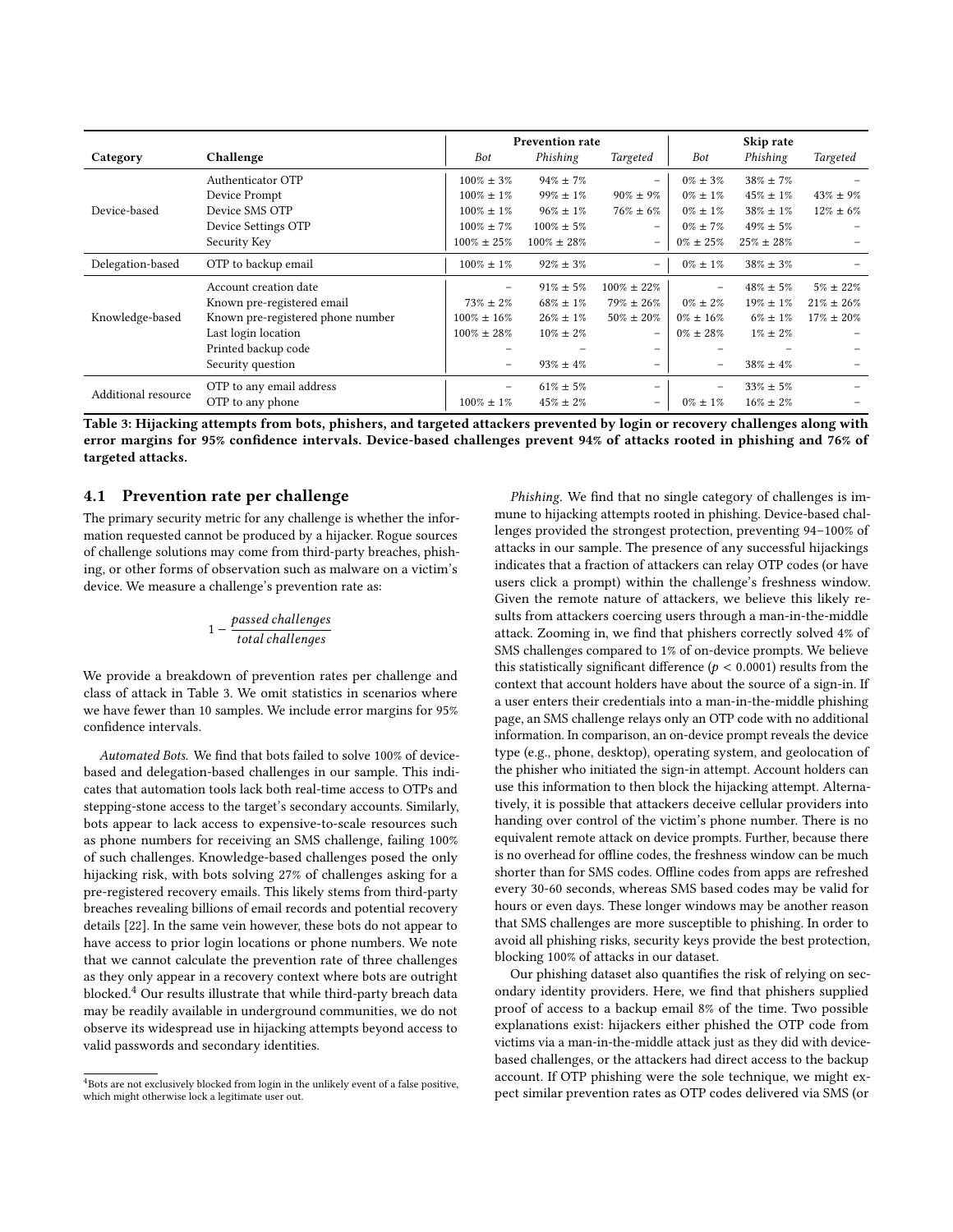| Category | Challenge | Prevention rate | | | Skip rate | | |
|---|---|---|---|---|---|---|---|
| | | *Bot* | *Phishing* | *Targeted* | *Bot* | *Phishing* | *Targeted* |
| Device-based | Authenticator OTP | 100% ± 3% | 94% ± 7% | – | 0% ± 3% | 38% ± 7% | – |
| | Device Prompt | 100% ± 1% | 99% ± 1% | 90% ± 9% | 0% ± 1% | 45% ± 1% | 43% ± 9% |
| | Device SMS OTP | 100% ± 1% | 96% ± 1% | 76% ± 6% | 0% ± 1% | 38% ± 1% | 12% ± 6% |
| | Device Settings OTP | 100% ± 7% | 100% ± 5% | – | 0% ± 7% | 49% ± 5% | – |
| | Security Key | 100% ± 25% | 100% ± 28% | – | 0% ± 25% | 25% ± 28% | – |
| Delegation-based | OTP to backup email | 100% ± 1% | 92% ± 3% | – | 0% ± 1% | 38% ± 3% | – |
| Knowledge-based | Account creation date | – | 91% ± 5% | 100% ± 22% | – | 48% ± 5% | 5% ± 22% |
| | Known pre-registered email | 73% ± 2% | 68% ± 1% | 79% ± 26% | 0% ± 2% | 19% ± 1% | 21% ± 26% |
| | Known pre-registered phone number | 100% ± 16% | 26% ± 1% | 50% ± 20% | 0% ± 16% | 6% ± 1% | 17% ± 20% |
| | Last login location | 100% ± 28% | 10% ± 2% | – | 0% ± 28% | 1% ± 2% | – |
| | Printed backup code | – | – | – | – | – | – |
| | Security question | – | 93% ± 4% | – | – | 38% ± 4% | – |
| Additional resource | OTP to any email address | – | 61% ± 5% | – | – | 33% ± 5% | – |
| | OTP to any phone | 100% ± 1% | 45% ± 2% | – | 0% ± 1% | 16% ± 2% | – |

**Table 3: Hijacking attempts from bots, phishers, and targeted attackers prevented by login or recovery challenges along with error margins for 95% confidence intervals. Device-based challenges prevent 94% of attacks rooted in phishing and 76% of targeted attacks.**

## 4.1 Prevention rate per challenge

The primary security metric for any challenge is whether the information requested cannot be produced by a hijacker. Rogue sources of challenge solutions may come from third-party breaches, phishing, or other forms of observation such as malware on a victim's device. We measure a challenge's prevention rate as:

$$1 - \frac{\textit{passed challenges}}{\textit{total challenges}}$$

We provide a breakdown of prevention rates per challenge and class of attack in Table 3. We omit statistics in scenarios where we have fewer than 10 samples. We include error margins for 95% confidence intervals.

*Automated Bots.* We find that bots failed to solve 100% of device-based and delegation-based challenges in our sample. This indicates that automation tools lack both real-time access to OTPs and stepping-stone access to the target's secondary accounts. Similarly, bots appear to lack access to expensive-to-scale resources such as phone numbers for receiving an SMS challenge, failing 100% of such challenges. Knowledge-based challenges posed the only hijacking risk, with bots solving 27% of challenges asking for a pre-registered recovery emails. This likely stems from third-party breaches revealing billions of email records and potential recovery details [22]. In the same vein however, these bots do not appear to have access to prior login locations or phone numbers. We note that we cannot calculate the prevention rate of three challenges as they only appear in a recovery context where bots are outright blocked.[4] Our results illustrate that while third-party breach data may be readily available in underground communities, we do not observe its widespread use in hijacking attempts beyond access to valid passwords and secondary identities.

*Phishing.* We find that no single category of challenges is immune to hijacking attempts rooted in phishing. Device-based challenges provided the strongest protection, preventing 94–100% of attacks in our sample. The presence of any successful hijackings indicates that a fraction of attackers can relay OTP codes (or have users click a prompt) within the challenge's freshness window. Given the remote nature of attackers, we believe this likely results from attackers coercing users through a man-in-the-middle attack. Zooming in, we find that phishers correctly solved 4% of SMS challenges compared to 1% of on-device prompts. We believe this statistically significant difference ($p < 0.0001$) results from the context that account holders have about the source of a sign-in. If a user enters their credentials into a man-in-the-middle phishing page, an SMS challenge relays only an OTP code with no additional information. In comparison, an on-device prompt reveals the device type (e.g., phone, desktop), operating system, and geolocation of the phisher who initiated the sign-in attempt. Account holders can use this information to then block the hijacking attempt. Alternatively, it is possible that attackers deceive cellular providers into handing over control of the victim's phone number. There is no equivalent remote attack on device prompts. Further, because there is no overhead for offline codes, the freshness window can be much shorter than for SMS codes. Offline codes from apps are refreshed every 30-60 seconds, whereas SMS based codes may be valid for hours or even days. These longer windows may be another reason that SMS challenges are more susceptible to phishing. In order to avoid all phishing risks, security keys provide the best protection, blocking 100% of attacks in our dataset.

Our phishing dataset also quantifies the risk of relying on secondary identity providers. Here, we find that phishers supplied proof of access to a backup email 8% of the time. Two possible explanations exist: hijackers either phished the OTP code from victims via a man-in-the-middle attack just as they did with device-based challenges, or the attackers had direct access to the backup account. If OTP phishing were the sole technique, we might expect similar prevention rates as OTP codes delivered via SMS (or

[4] Bots are not exclusively blocked from login in the unlikely event of a false positive, which might otherwise lock a legitimate user out.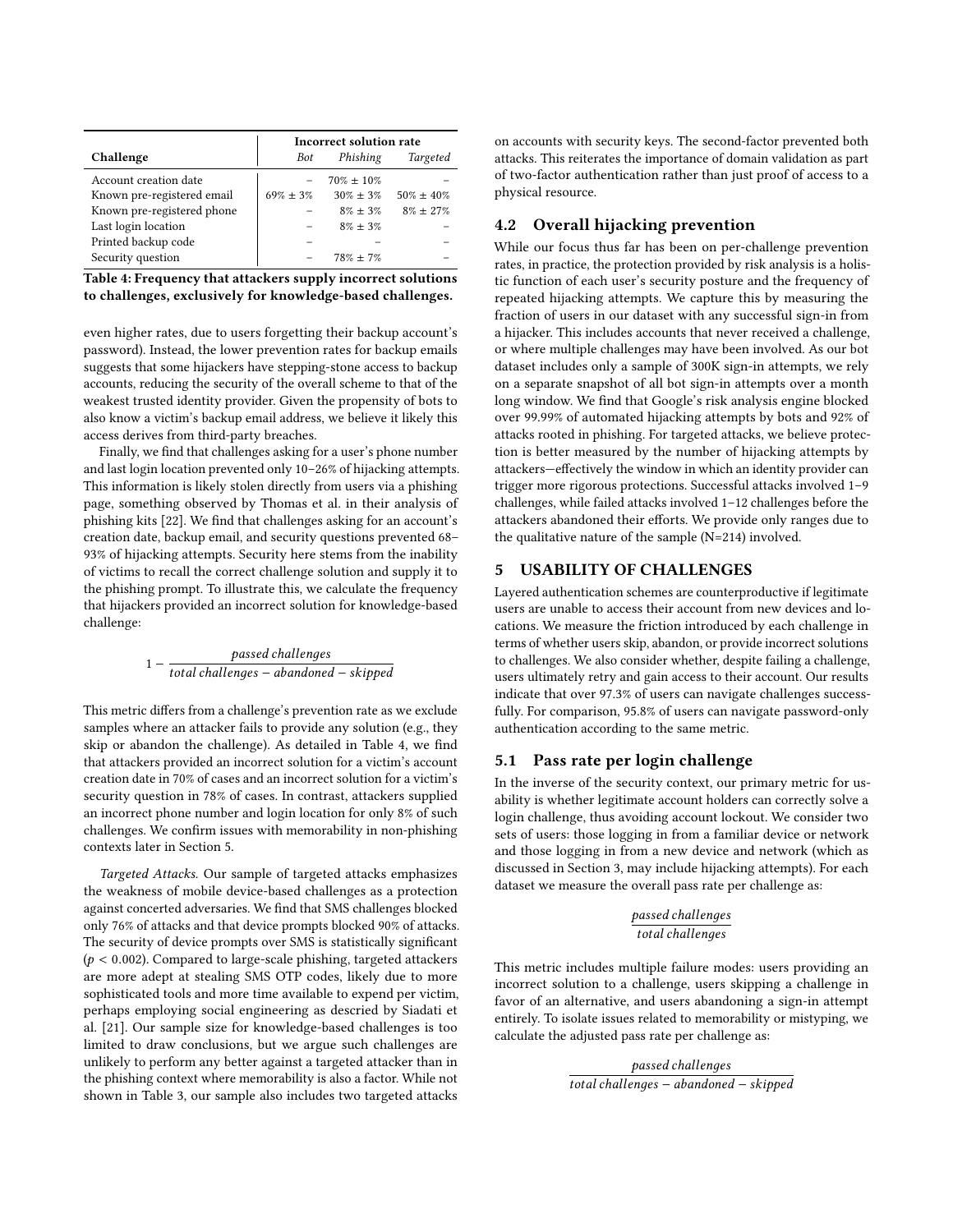| Challenge | Incorrect solution rate | | |
|---|---|---|---|
| | *Bot* | *Phishing* | *Targeted* |
| Account creation date | – | 70% ± 10% | – |
| Known pre-registered email | 69% ± 3% | 30% ± 3% | 50% ± 40% |
| Known pre-registered phone | – | 8% ± 3% | 8% ± 27% |
| Last login location | – | 8% ± 3% | – |
| Printed backup code | – | – | – |
| Security question | – | 78% ± 7% | – |

**Table 4: Frequency that attackers supply incorrect solutions to challenges, exclusively for knowledge-based challenges.**

even higher rates, due to users forgetting their backup account's password). Instead, the lower prevention rates for backup emails suggests that some hijackers have stepping-stone access to backup accounts, reducing the security of the overall scheme to that of the weakest trusted identity provider. Given the propensity of bots to also know a victim's backup email address, we believe it likely this access derives from third-party breaches.

Finally, we find that challenges asking for a user's phone number and last login location prevented only 10–26% of hijacking attempts. This information is likely stolen directly from users via a phishing page, something observed by Thomas et al. in their analysis of phishing kits [22]. We find that challenges asking for an account's creation date, backup email, and security questions prevented 68–93% of hijacking attempts. Security here stems from the inability of victims to recall the correct challenge solution and supply it to the phishing prompt. To illustrate this, we calculate the frequency that hijackers provided an incorrect solution for knowledge-based challenge:

$$1 - \frac{passed\ challenges}{total\ challenges - abandoned - skipped}$$

This metric differs from a challenge's prevention rate as we exclude samples where an attacker fails to provide any solution (e.g., they skip or abandon the challenge). As detailed in Table 4, we find that attackers provided an incorrect solution for a victim's account creation date in 70% of cases and an incorrect solution for a victim's security question in 78% of cases. In contrast, attackers supplied an incorrect phone number and login location for only 8% of such challenges. We confirm issues with memorability in non-phishing contexts later in Section 5.

*Targeted Attacks.* Our sample of targeted attacks emphasizes the weakness of mobile device-based challenges as a protection against concerted adversaries. We find that SMS challenges blocked only 76% of attacks and that device prompts blocked 90% of attacks. The security of device prompts over SMS is statistically significant ($p < 0.002$). Compared to large-scale phishing, targeted attackers are more adept at stealing SMS OTP codes, likely due to more sophisticated tools and more time available to expend per victim, perhaps employing social engineering as descried by Siadati et al. [21]. Our sample size for knowledge-based challenges is too limited to draw conclusions, but we argue such challenges are unlikely to perform any better against a targeted attacker than in the phishing context where memorability is also a factor. While not shown in Table 3, our sample also includes two targeted attacks on accounts with security keys. The second-factor prevented both attacks. This reiterates the importance of domain validation as part of two-factor authentication rather than just proof of access to a physical resource.

## 4.2 Overall hijacking prevention

While our focus thus far has been on per-challenge prevention rates, in practice, the protection provided by risk analysis is a holistic function of each user's security posture and the frequency of repeated hijacking attempts. We capture this by measuring the fraction of users in our dataset with any successful sign-in from a hijacker. This includes accounts that never received a challenge, or where multiple challenges may have been involved. As our bot dataset includes only a sample of 300K sign-in attempts, we rely on a separate snapshot of all bot sign-in attempts over a month long window. We find that Google's risk analysis engine blocked over 99.99% of automated hijacking attempts by bots and 92% of attacks rooted in phishing. For targeted attacks, we believe protection is better measured by the number of hijacking attempts by attackers—effectively the window in which an identity provider can trigger more rigorous protections. Successful attacks involved 1–9 challenges, while failed attacks involved 1–12 challenges before the attackers abandoned their efforts. We provide only ranges due to the qualitative nature of the sample (N=214) involved.

# 5 USABILITY OF CHALLENGES

Layered authentication schemes are counterproductive if legitimate users are unable to access their account from new devices and locations. We measure the friction introduced by each challenge in terms of whether users skip, abandon, or provide incorrect solutions to challenges. We also consider whether, despite failing a challenge, users ultimately retry and gain access to their account. Our results indicate that over 97.3% of users can navigate challenges successfully. For comparison, 95.8% of users can navigate password-only authentication according to the same metric.

## 5.1 Pass rate per login challenge

In the inverse of the security context, our primary metric for usability is whether legitimate account holders can correctly solve a login challenge, thus avoiding account lockout. We consider two sets of users: those logging in from a familiar device or network and those logging in from a new device and network (which as discussed in Section 3, may include hijacking attempts). For each dataset we measure the overall pass rate per challenge as:

$$\frac{passed\ challenges}{total\ challenges}$$

This metric includes multiple failure modes: users providing an incorrect solution to a challenge, users skipping a challenge in favor of an alternative, and users abandoning a sign-in attempt entirely. To isolate issues related to memorability or mistyping, we calculate the adjusted pass rate per challenge as:

$$\frac{passed\ challenges}{total\ challenges - abandoned - skipped}$$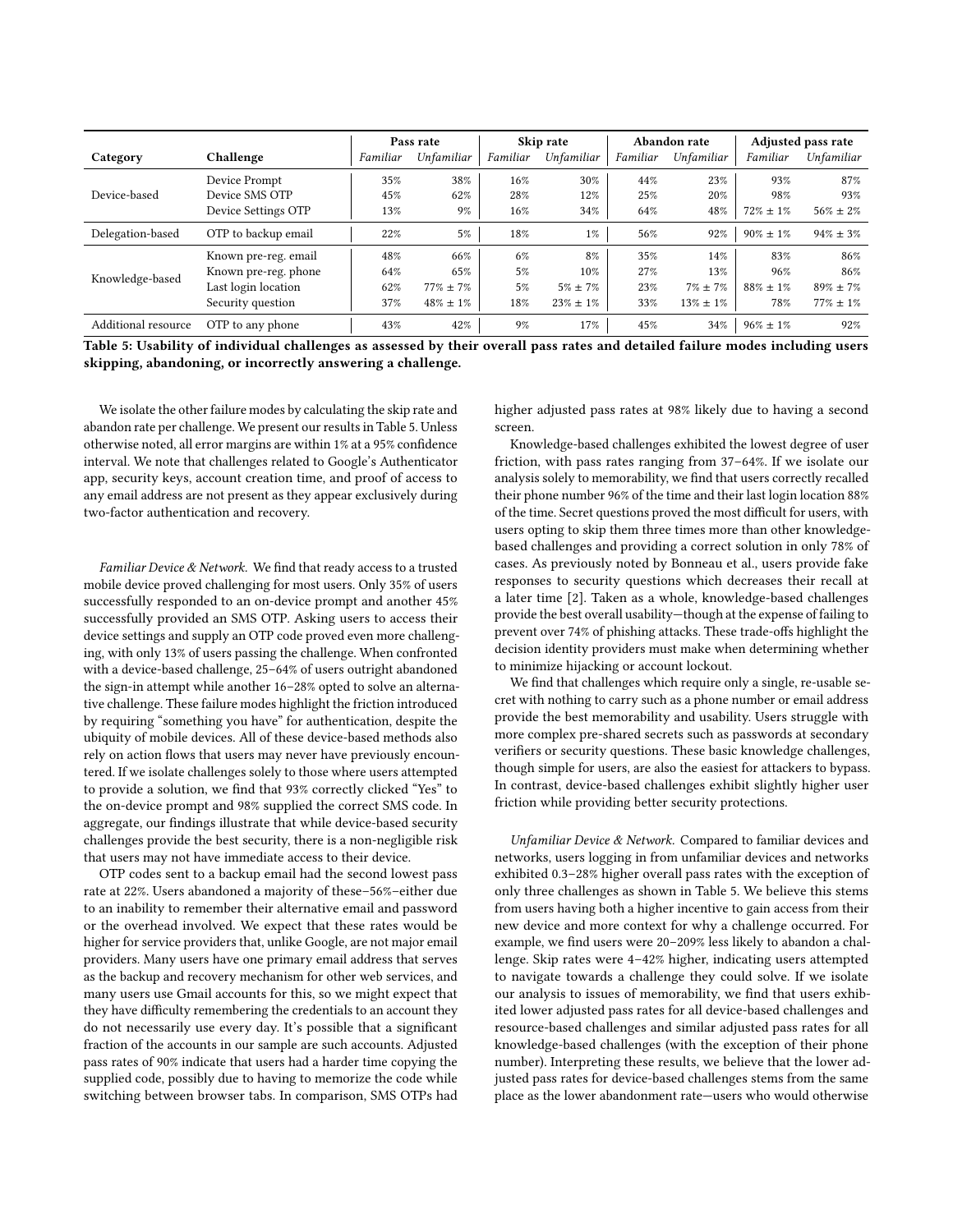| Category | Challenge | Pass rate | | Skip rate | | Abandon rate | | Adjusted pass rate | |
|---|---|---|---|---|---|---|---|---|---|
| | | *Familiar* | *Unfamiliar* | *Familiar* | *Unfamiliar* | *Familiar* | *Unfamiliar* | *Familiar* | *Unfamiliar* |
| Device-based | Device Prompt | 35% | 38% | 16% | 30% | 44% | 23% | 93% | 87% |
| | Device SMS OTP | 45% | 62% | 28% | 12% | 25% | 20% | 98% | 93% |
| | Device Settings OTP | 13% | 9% | 16% | 34% | 64% | 48% | 72% ± 1% | 56% ± 2% |
| Delegation-based | OTP to backup email | 22% | 5% | 18% | 1% | 56% | 92% | 90% ± 1% | 94% ± 3% |
| Knowledge-based | Known pre-reg. email | 48% | 66% | 6% | 8% | 35% | 14% | 83% | 86% |
| | Known pre-reg. phone | 64% | 65% | 5% | 10% | 27% | 13% | 96% | 86% |
| | Last login location | 62% | 77% ± 7% | 5% | 5% ± 7% | 23% | 7% ± 7% | 88% ± 1% | 89% ± 7% |
| | Security question | 37% | 48% ± 1% | 18% | 23% ± 1% | 33% | 13% ± 1% | 78% | 77% ± 1% |
| Additional resource | OTP to any phone | 43% | 42% | 9% | 17% | 45% | 34% | 96% ± 1% | 92% |

**Table 5: Usability of individual challenges as assessed by their overall pass rates and detailed failure modes including users skipping, abandoning, or incorrectly answering a challenge.**

We isolate the other failure modes by calculating the skip rate and abandon rate per challenge. We present our results in Table 5. Unless otherwise noted, all error margins are within 1% at a 95% confidence interval. We note that challenges related to Google's Authenticator app, security keys, account creation time, and proof of access to any email address are not present as they appear exclusively during two-factor authentication and recovery.

*Familiar Device & Network.* We find that ready access to a trusted mobile device proved challenging for most users. Only 35% of users successfully responded to an on-device prompt and another 45% successfully provided an SMS OTP. Asking users to access their device settings and supply an OTP code proved even more challenging, with only 13% of users passing the challenge. When confronted with a device-based challenge, 25–64% of users outright abandoned the sign-in attempt while another 16–28% opted to solve an alternative challenge. These failure modes highlight the friction introduced by requiring "something you have" for authentication, despite the ubiquity of mobile devices. All of these device-based methods also rely on action flows that users may never have previously encountered. If we isolate challenges solely to those where users attempted to provide a solution, we find that 93% correctly clicked "Yes" to the on-device prompt and 98% supplied the correct SMS code. In aggregate, our findings illustrate that while device-based security challenges provide the best security, there is a non-negligible risk that users may not have immediate access to their device.

OTP codes sent to a backup email had the second lowest pass rate at 22%. Users abandoned a majority of these–56%–either due to an inability to remember their alternative email and password or the overhead involved. We expect that these rates would be higher for service providers that, unlike Google, are not major email providers. Many users have one primary email address that serves as the backup and recovery mechanism for other web services, and many users use Gmail accounts for this, so we might expect that they have difficulty remembering the credentials to an account they do not necessarily use every day. It's possible that a significant fraction of the accounts in our sample are such accounts. Adjusted pass rates of 90% indicate that users had a harder time copying the supplied code, possibly due to having to memorize the code while switching between browser tabs. In comparison, SMS OTPs had higher adjusted pass rates at 98% likely due to having a second screen.

Knowledge-based challenges exhibited the lowest degree of user friction, with pass rates ranging from 37–64%. If we isolate our analysis solely to memorability, we find that users correctly recalled their phone number 96% of the time and their last login location 88% of the time. Secret questions proved the most difficult for users, with users opting to skip them three times more than other knowledge-based challenges and providing a correct solution in only 78% of cases. As previously noted by Bonneau et al., users provide fake responses to security questions which decreases their recall at a later time [2]. Taken as a whole, knowledge-based challenges provide the best overall usability—though at the expense of failing to prevent over 74% of phishing attacks. These trade-offs highlight the decision identity providers must make when determining whether to minimize hijacking or account lockout.

We find that challenges which require only a single, re-usable secret with nothing to carry such as a phone number or email address provide the best memorability and usability. Users struggle with more complex pre-shared secrets such as passwords at secondary verifiers or security questions. These basic knowledge challenges, though simple for users, are also the easiest for attackers to bypass. In contrast, device-based challenges exhibit slightly higher user friction while providing better security protections.

*Unfamiliar Device & Network.* Compared to familiar devices and networks, users logging in from unfamiliar devices and networks exhibited 0.3–28% higher overall pass rates with the exception of only three challenges as shown in Table 5. We believe this stems from users having both a higher incentive to gain access from their new device and more context for why a challenge occurred. For example, we find users were 20–209% less likely to abandon a challenge. Skip rates were 4–42% higher, indicating users attempted to navigate towards a challenge they could solve. If we isolate our analysis to issues of memorability, we find that users exhibited lower adjusted pass rates for all device-based challenges and resource-based challenges and similar adjusted pass rates for all knowledge-based challenges (with the exception of their phone number). Interpreting these results, we believe that the lower adjusted pass rates for device-based challenges stems from the same place as the lower abandonment rate—users who would otherwise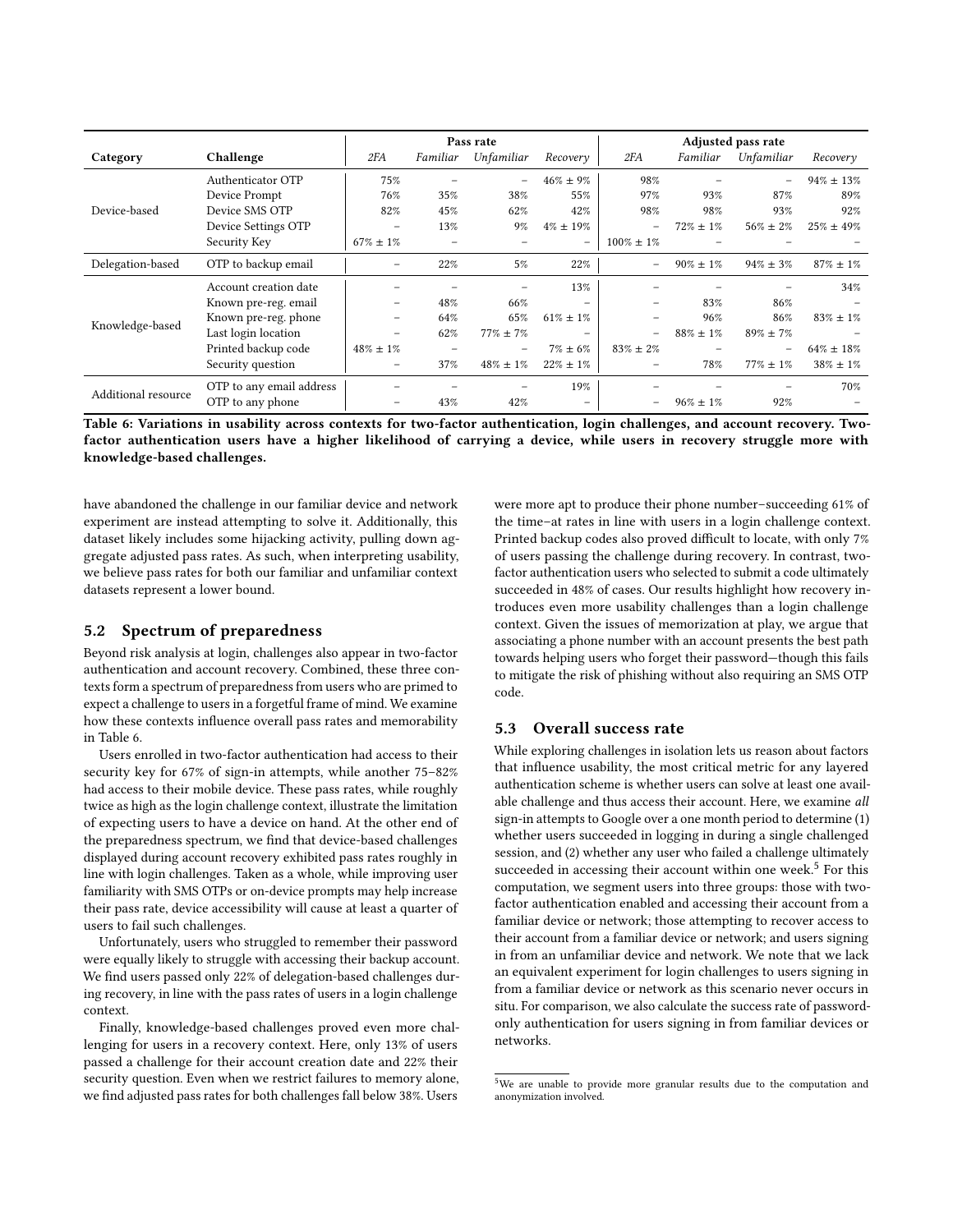| Category | Challenge | Pass rate | | | | Adjusted pass rate | | | |
|---|---|---|---|---|---|---|---|---|---|
| | | *2FA* | *Familiar* | *Unfamiliar* | *Recovery* | *2FA* | *Familiar* | *Unfamiliar* | *Recovery* |
| Device-based | Authenticator OTP | 75% | – | – | 46% ± 9% | 98% | – | – | 94% ± 13% |
| | Device Prompt | 76% | 35% | 38% | 55% | 97% | 93% | 87% | 89% |
| | Device SMS OTP | 82% | 45% | 62% | 42% | 98% | 98% | 93% | 92% |
| | Device Settings OTP | – | 13% | 9% | 4% ± 19% | – | 72% ± 1% | 56% ± 2% | 25% ± 49% |
| | Security Key | 67% ± 1% | – | – | – | 100% ± 1% | – | – | – |
| Delegation-based | OTP to backup email | – | 22% | 5% | 22% | – | 90% ± 1% | 94% ± 3% | 87% ± 1% |
| Knowledge-based | Account creation date | – | – | – | 13% | – | – | – | 34% |
| | Known pre-reg. email | – | 48% | 66% | – | – | 83% | 86% | – |
| | Known pre-reg. phone | – | 64% | 65% | 61% ± 1% | – | 96% | 86% | 83% ± 1% |
| | Last login location | – | 62% | 77% ± 7% | – | – | 88% ± 1% | 89% ± 7% | – |
| | Printed backup code | 48% ± 1% | – | – | 7% ± 6% | 83% ± 2% | – | – | 64% ± 18% |
| | Security question | – | 37% | 48% ± 1% | 22% ± 1% | – | 78% | 77% ± 1% | 38% ± 1% |
| Additional resource | OTP to any email address | – | – | – | 19% | – | – | – | 70% |
| | OTP to any phone | – | 43% | 42% | – | – | 96% ± 1% | 92% | – |

**Table 6: Variations in usability across contexts for two-factor authentication, login challenges, and account recovery. Two-factor authentication users have a higher likelihood of carrying a device, while users in recovery struggle more with knowledge-based challenges.**

have abandoned the challenge in our familiar device and network experiment are instead attempting to solve it. Additionally, this dataset likely includes some hijacking activity, pulling down aggregate adjusted pass rates. As such, when interpreting usability, we believe pass rates for both our familiar and unfamiliar context datasets represent a lower bound.

## 5.2 Spectrum of preparedness

Beyond risk analysis at login, challenges also appear in two-factor authentication and account recovery. Combined, these three contexts form a spectrum of preparedness from users who are primed to expect a challenge to users in a forgetful frame of mind. We examine how these contexts influence overall pass rates and memorability in Table 6.

Users enrolled in two-factor authentication had access to their security key for 67% of sign-in attempts, while another 75–82% had access to their mobile device. These pass rates, while roughly twice as high as the login challenge context, illustrate the limitation of expecting users to have a device on hand. At the other end of the preparedness spectrum, we find that device-based challenges displayed during account recovery exhibited pass rates roughly in line with login challenges. Taken as a whole, while improving user familiarity with SMS OTPs or on-device prompts may help increase their pass rate, device accessibility will cause at least a quarter of users to fail such challenges.

Unfortunately, users who struggled to remember their password were equally likely to struggle with accessing their backup account. We find users passed only 22% of delegation-based challenges during recovery, in line with the pass rates of users in a login challenge context.

Finally, knowledge-based challenges proved even more challenging for users in a recovery context. Here, only 13% of users passed a challenge for their account creation date and 22% their security question. Even when we restrict failures to memory alone, we find adjusted pass rates for both challenges fall below 38%. Users were more apt to produce their phone number–succeeding 61% of the time–at rates in line with users in a login challenge context. Printed backup codes also proved difficult to locate, with only 7% of users passing the challenge during recovery. In contrast, two-factor authentication users who selected to submit a code ultimately succeeded in 48% of cases. Our results highlight how recovery introduces even more usability challenges than a login challenge context. Given the issues of memorization at play, we argue that associating a phone number with an account presents the best path towards helping users who forget their password—though this fails to mitigate the risk of phishing without also requiring an SMS OTP code.

## 5.3 Overall success rate

While exploring challenges in isolation lets us reason about factors that influence usability, the most critical metric for any layered authentication scheme is whether users can solve at least one available challenge and thus access their account. Here, we examine *all* sign-in attempts to Google over a one month period to determine (1) whether users succeeded in logging in during a single challenged session, and (2) whether any user who failed a challenge ultimately succeeded in accessing their account within one week.[5] For this computation, we segment users into three groups: those with two-factor authentication enabled and accessing their account from a familiar device or network; those attempting to recover access to their account from a familiar device or network; and users signing in from an unfamiliar device and network. We note that we lack an equivalent experiment for login challenges to users signing in from a familiar device or network as this scenario never occurs in situ. For comparison, we also calculate the success rate of password-only authentication for users signing in from familiar devices or networks.

[5] We are unable to provide more granular results due to the computation and anonymization involved.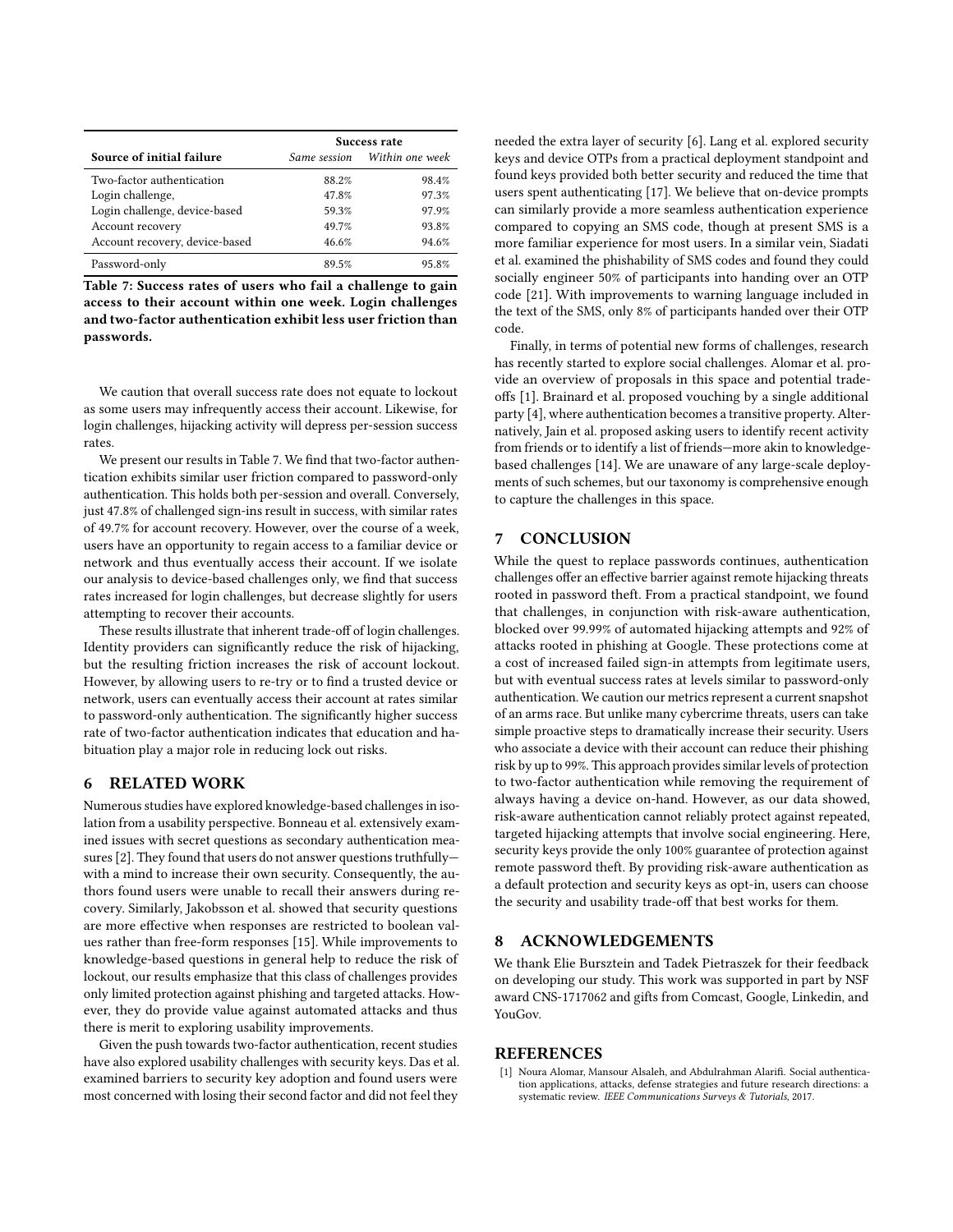| Source of initial failure | Success rate | |
|---|---|---|
| | *Same session* | *Within one week* |
| Two-factor authentication | 88.2% | 98.4% |
| Login challenge, | 47.8% | 97.3% |
| Login challenge, device-based | 59.3% | 97.9% |
| Account recovery | 49.7% | 93.8% |
| Account recovery, device-based | 46.6% | 94.6% |
| Password-only | 89.5% | 95.8% |

**Table 7: Success rates of users who fail a challenge to gain access to their account within one week. Login challenges and two-factor authentication exhibit less user friction than passwords.**

We caution that overall success rate does not equate to lockout as some users may infrequently access their account. Likewise, for login challenges, hijacking activity will depress per-session success rates.

We present our results in Table 7. We find that two-factor authentication exhibits similar user friction compared to password-only authentication. This holds both per-session and overall. Conversely, just 47.8% of challenged sign-ins result in success, with similar rates of 49.7% for account recovery. However, over the course of a week, users have an opportunity to regain access to a familiar device or network and thus eventually access their account. If we isolate our analysis to device-based challenges only, we find that success rates increased for login challenges, but decrease slightly for users attempting to recover their accounts.

These results illustrate that inherent trade-off of login challenges. Identity providers can significantly reduce the risk of hijacking, but the resulting friction increases the risk of account lockout. However, by allowing users to re-try or to find a trusted device or network, users can eventually access their account at rates similar to password-only authentication. The significantly higher success rate of two-factor authentication indicates that education and habituation play a major role in reducing lock out risks.

## 6 RELATED WORK

Numerous studies have explored knowledge-based challenges in isolation from a usability perspective. Bonneau et al. extensively examined issues with secret questions as secondary authentication measures [2]. They found that users do not answer questions truthfully—with a mind to increase their own security. Consequently, the authors found users were unable to recall their answers during recovery. Similarly, Jakobsson et al. showed that security questions are more effective when responses are restricted to boolean values rather than free-form responses [15]. While improvements to knowledge-based questions in general help to reduce the risk of lockout, our results emphasize that this class of challenges provides only limited protection against phishing and targeted attacks. However, they do provide value against automated attacks and thus there is merit to exploring usability improvements.

Given the push towards two-factor authentication, recent studies have also explored usability challenges with security keys. Das et al. examined barriers to security key adoption and found users were most concerned with losing their second factor and did not feel they needed the extra layer of security [6]. Lang et al. explored security keys and device OTPs from a practical deployment standpoint and found keys provided both better security and reduced the time that users spent authenticating [17]. We believe that on-device prompts can similarly provide a more seamless authentication experience compared to copying an SMS code, though at present SMS is a more familiar experience for most users. In a similar vein, Siadati et al. examined the phishability of SMS codes and found they could socially engineer 50% of participants into handing over an OTP code [21]. With improvements to warning language included in the text of the SMS, only 8% of participants handed over their OTP code.

Finally, in terms of potential new forms of challenges, research has recently started to explore social challenges. Alomar et al. provide an overview of proposals in this space and potential tradeoffs [1]. Brainard et al. proposed vouching by a single additional party [4], where authentication becomes a transitive property. Alternatively, Jain et al. proposed asking users to identify recent activity from friends or to identify a list of friends—more akin to knowledge-based challenges [14]. We are unaware of any large-scale deployments of such schemes, but our taxonomy is comprehensive enough to capture the challenges in this space.

## 7 CONCLUSION

While the quest to replace passwords continues, authentication challenges offer an effective barrier against remote hijacking threats rooted in password theft. From a practical standpoint, we found that challenges, in conjunction with risk-aware authentication, blocked over 99.99% of automated hijacking attempts and 92% of attacks rooted in phishing at Google. These protections come at a cost of increased failed sign-in attempts from legitimate users, but with eventual success rates at levels similar to password-only authentication. We caution our metrics represent a current snapshot of an arms race. But unlike many cybercrime threats, users can take simple proactive steps to dramatically increase their security. Users who associate a device with their account can reduce their phishing risk by up to 99%. This approach provides similar levels of protection to two-factor authentication while removing the requirement of always having a device on-hand. However, as our data showed, risk-aware authentication cannot reliably protect against repeated, targeted hijacking attempts that involve social engineering. Here, security keys provide the only 100% guarantee of protection against remote password theft. By providing risk-aware authentication as a default protection and security keys as opt-in, users can choose the security and usability trade-off that best works for them.

## 8 ACKNOWLEDGEMENTS

We thank Elie Bursztein and Tadek Pietraszek for their feedback on developing our study. This work was supported in part by NSF award CNS-1717062 and gifts from Comcast, Google, Linkedin, and YouGov.

## REFERENCES

[1] Noura Alomar, Mansour Alsaleh, and Abdulrahman Alarifi. Social authentication applications, attacks, defense strategies and future research directions: a systematic review. *IEEE Communications Surveys & Tutorials*, 2017.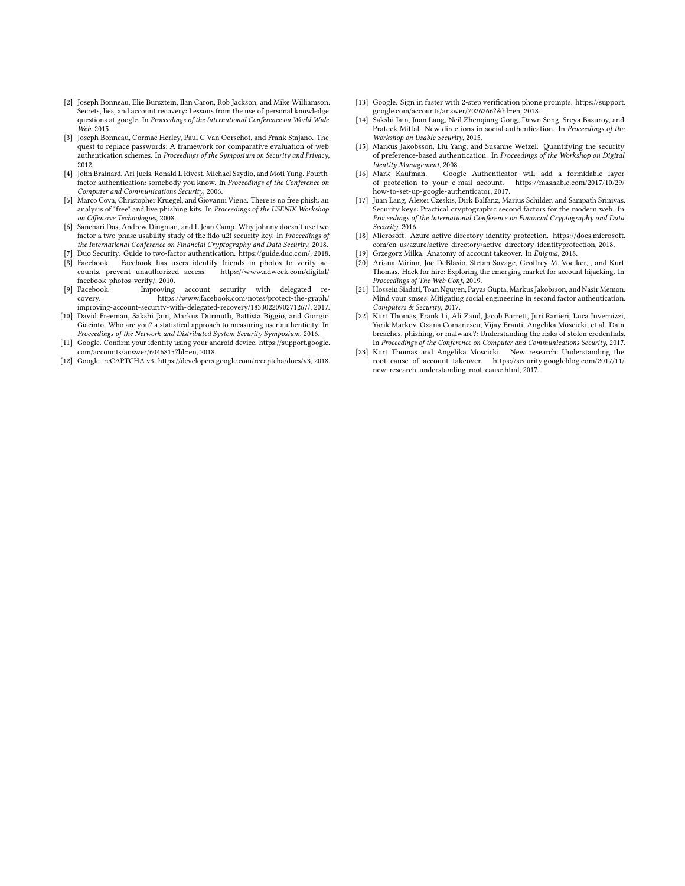[2] Joseph Bonneau, Elie Bursztein, Ilan Caron, Rob Jackson, and Mike Williamson. Secrets, lies, and account recovery: Lessons from the use of personal knowledge questions at google. In *Proceedings of the International Conference on World Wide Web*, 2015.

[3] Joseph Bonneau, Cormac Herley, Paul C Van Oorschot, and Frank Stajano. The quest to replace passwords: A framework for comparative evaluation of web authentication schemes. In *Proceedings of the Symposium on Security and Privacy*, 2012.

[4] John Brainard, Ari Juels, Ronald L Rivest, Michael Szydlo, and Moti Yung. Fourth-factor authentication: somebody you know. In *Proceedings of the Conference on Computer and Communications Security*, 2006.

[5] Marco Cova, Christopher Kruegel, and Giovanni Vigna. There is no free phish: an analysis of "free" and live phishing kits. In *Proceedings of the USENIX Workshop on Offensive Technologies*, 2008.

[6] Sanchari Das, Andrew Dingman, and L Jean Camp. Why johnny doesn't use two factor a two-phase usability study of the fido u2f security key. In *Proceedings of the International Conference on Financial Cryptography and Data Security*, 2018.

[7] Duo Security. Guide to two-factor authentication. https://guide.duo.com/, 2018.

[8] Facebook. Facebook has users identify friends in photos to verify accounts, prevent unauthorized access. https://www.adweek.com/digital/facebook-photos-verify/, 2010.

[9] Facebook. Improving account security with delegated recovery. https://www.facebook.com/notes/protect-the-graph/improving-account-security-with-delegated-recovery/1833022090271267/, 2017.

[10] David Freeman, Sakshi Jain, Markus Dürmuth, Battista Biggio, and Giorgio Giacinto. Who are you? a statistical approach to measuring user authenticity. In *Proceedings of the Network and Distributed System Security Symposium*, 2016.

[11] Google. Confirm your identity using your android device. https://support.google.com/accounts/answer/6046815?hl=en, 2018.

[12] Google. reCAPTCHA v3. https://developers.google.com/recaptcha/docs/v3, 2018.

[13] Google. Sign in faster with 2-step verification phone prompts. https://support.google.com/accounts/answer/7026266?&hl=en, 2018.

[14] Sakshi Jain, Juan Lang, Neil Zhenqiang Gong, Dawn Song, Sreya Basuroy, and Prateek Mittal. New directions in social authentication. In *Proceedings of the Workshop on Usable Security*, 2015.

[15] Markus Jakobsson, Liu Yang, and Susanne Wetzel. Quantifying the security of preference-based authentication. In *Proceedings of the Workshop on Digital Identity Management*, 2008.

[16] Mark Kaufman. Google Authenticator will add a formidable layer of protection to your e-mail account. https://mashable.com/2017/10/29/how-to-set-up-google-authenticator, 2017.

[17] Juan Lang, Alexei Czeskis, Dirk Balfanz, Marius Schilder, and Sampath Srinivas. Security keys: Practical cryptographic second factors for the modern web. In *Proceedings of the International Conference on Financial Cryptography and Data Security*, 2016.

[18] Microsoft. Azure active directory identity protection. https://docs.microsoft.com/en-us/azure/active-directory/active-directory-identityprotection, 2018.

[19] Grzegorz Milka. Anatomy of account takeover. In *Enigma*, 2018.

[20] Ariana Mirian, Joe DeBlasio, Stefan Savage, Geoffrey M. Voelker, , and Kurt Thomas. Hack for hire: Exploring the emerging market for account hijacking. In *Proceedings of The Web Conf*, 2019.

[21] Hossein Siadati, Toan Nguyen, Payas Gupta, Markus Jakobsson, and Nasir Memon. Mind your smses: Mitigating social engineering in second factor authentication. *Computers & Security*, 2017.

[22] Kurt Thomas, Frank Li, Ali Zand, Jacob Barrett, Juri Ranieri, Luca Invernizzi, Yarik Markov, Oxana Comanescu, Vijay Eranti, Angelika Moscicki, et al. Data breaches, phishing, or malware?: Understanding the risks of stolen credentials. In *Proceedings of the Conference on Computer and Communications Security*, 2017.

[23] Kurt Thomas and Angelika Moscicki. New research: Understanding the root cause of account takeover. https://security.googleblog.com/2017/11/new-research-understanding-root-cause.html, 2017.